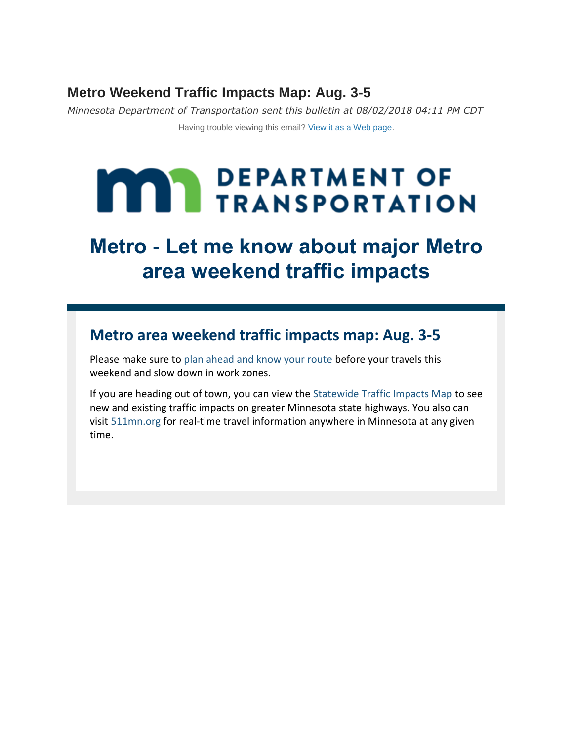# Metro Weekend Traffic Impacts Map: Aug. 3-5

*Minnesota Department of Transportation sent this bulletin at 08/02/2018 04:11 PM CDT*

Having trouble viewing this email? View it as a Web page.

DEPARTMENT OF TRANSPORTATION

# Metro - Let me know about major Metro area weekend traffic impacts

## Metro area weekend traffic impacts map: Aug. 3-5

Please make sure to plan ahead and know your route before your travels this weekend and slow down in work zones.

If you are heading out of town, you can view the Statewide Traffic Impacts Map to see new and existing traffic impacts on greater Minnesota state highways. You also can visit 511mn.org for real-time travel information anywhere in Minnesota at any given time.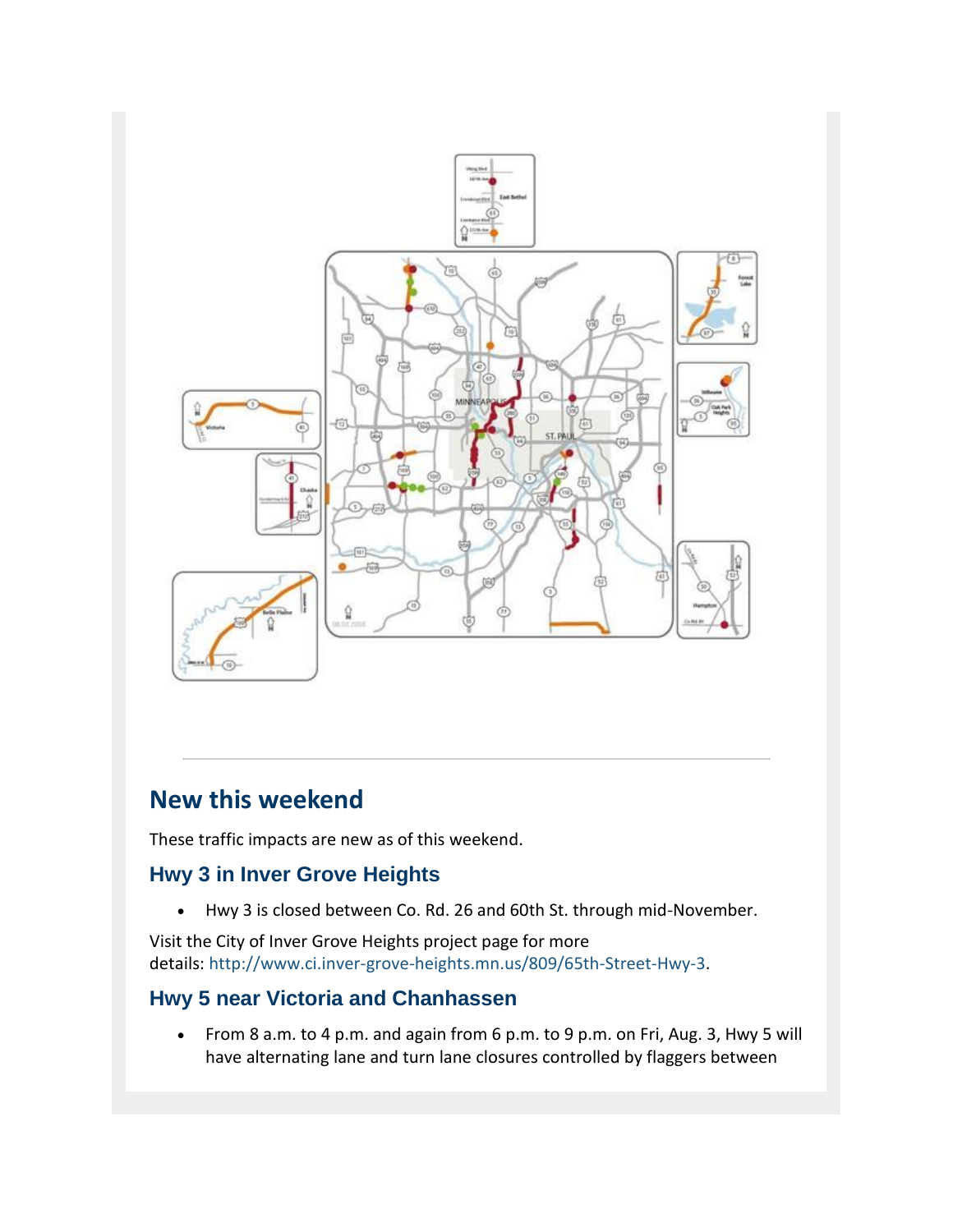## New this weekend

These traffic impacts are new as of this weekend.

### Hwy 3 in Inver Grove Heights

- Hwy 3 is closed between Co. Rd. 26 and 60th St. through mid-November.

Visit the City of Inver Grove Heights project page for more details: http://www.ci.inver-grove-heights.mn.us/809/65th-Street-Hwy-3.

### Hwy 5 near Victoria and Chanhassen

- From 8 a.m. to 4 p.m. and again from 6 p.m. to 9 p.m. on Fri, Aug. 3, Hwy 5 will have alternating lane and turn lane closures controlled by flaggers between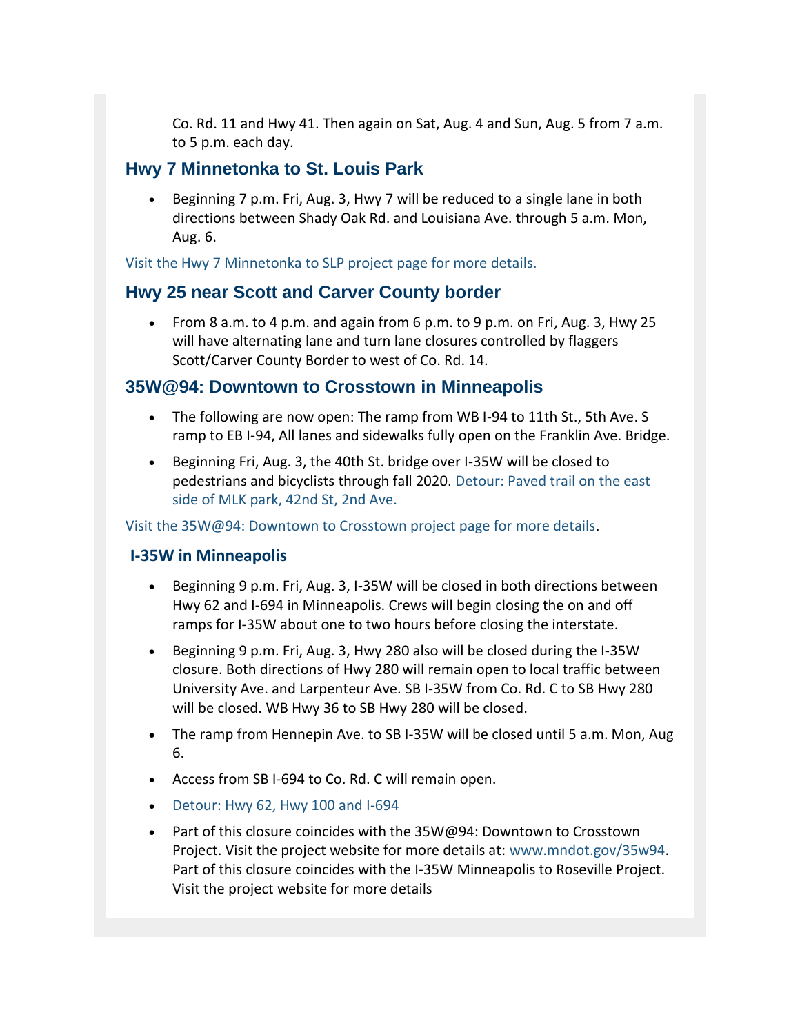Co. Rd. 11 and Hwy 41. Then again on Sat, Aug. 4 and Sun, Aug. 5 from 7 a.m. to 5 p.m. each day.

## Hwy 7 Minnetonka to St. Louis Park

- Beginning 7 p.m. Fri, Aug. 3, Hwy 7 will be reduced to a single lane in both directions between Shady Oak Rd. and Louisiana Ave. through 5 a.m. Mon, Aug. 6.

Visit the Hwy 7 Minnetonka to SLP project page for more details.

## Hwy 25 near Scott and Carver County border

- From 8 a.m. to 4 p.m. and again from 6 p.m. to 9 p.m. on Fri, Aug. 3, Hwy 25 will have alternating lane and turn lane closures controlled by flaggers Scott/Carver County Border to west of Co. Rd. 14.

## 35W@94: Downtown to Crosstown in Minneapolis

- The following are now open: The ramp from WB I-94 to 11th St., 5th Ave. S ramp to EB I-94, All lanes and sidewalks fully open on the Franklin Ave. Bridge.
- Beginning Fri, Aug. 3, the 40th St. bridge over I-35W will be closed to pedestrians and bicyclists through fall 2020. Detour: Paved trail on the east side of MLK park, 42nd St, 2nd Ave.

Visit the 35W@94: Downtown to Crosstown project page for more details.

### I-35W in Minneapolis

- Beginning 9 p.m. Fri, Aug. 3, I-35W will be closed in both directions between Hwy 62 and I-694 in Minneapolis. Crews will begin closing the on and off ramps for I-35W about one to two hours before closing the interstate.
- Beginning 9 p.m. Fri, Aug. 3, Hwy 280 also will be closed during the I-35W closure. Both directions of Hwy 280 will remain open to local traffic between University Ave. and Larpenteur Ave. SB I-35W from Co. Rd. C to SB Hwy 280 will be closed. WB Hwy 36 to SB Hwy 280 will be closed.
- The ramp from Hennepin Ave. to SB I-35W will be closed until 5 a.m. Mon, Aug 6.
- Access from SB I-694 to Co. Rd. C will remain open.
- Detour: Hwy 62, Hwy 100 and I-694
- Part of this closure coincides with the 35W@94: Downtown to Crosstown Project. Visit the project website for more details at: www.mndot.gov/35w94. Part of this closure coincides with the I-35W Minneapolis to Roseville Project. Visit the project website for more details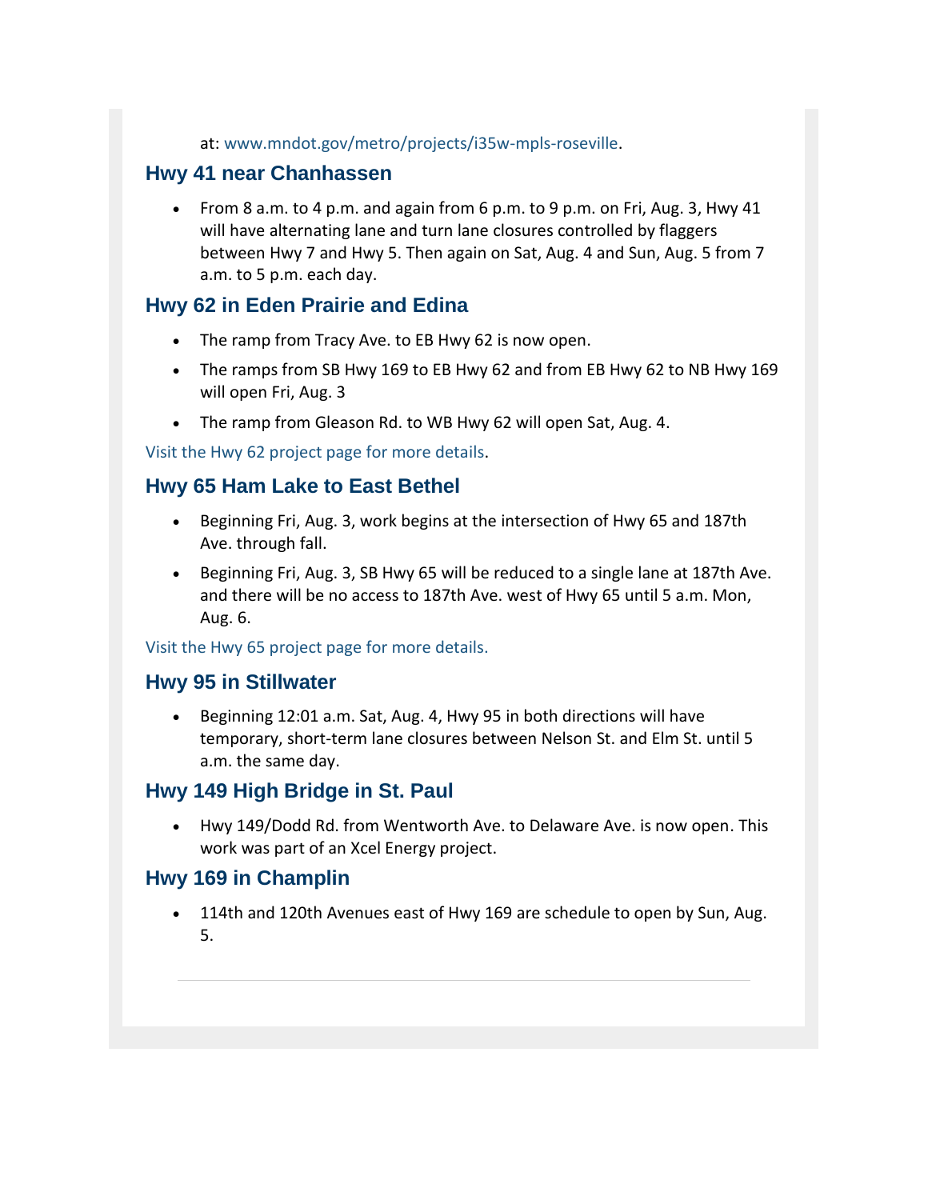at: www.mndot.gov/metro/projects/i35w-mpls-roseville.

## Hwy 41 near Chanhassen

- From 8 a.m. to 4 p.m. and again from 6 p.m. to 9 p.m. on Fri, Aug. 3, Hwy 41 will have alternating lane and turn lane closures controlled by flaggers between Hwy 7 and Hwy 5. Then again on Sat, Aug. 4 and Sun, Aug. 5 from 7 a.m. to 5 p.m. each day.

## Hwy 62 in Eden Prairie and Edina

- The ramp from Tracy Ave. to EB Hwy 62 is now open.
- The ramps from SB Hwy 169 to EB Hwy 62 and from EB Hwy 62 to NB Hwy 169 will open Fri, Aug. 3
- The ramp from Gleason Rd. to WB Hwy 62 will open Sat, Aug. 4.

Visit the Hwy 62 project page for more details.

## Hwy 65 Ham Lake to East Bethel

- Beginning Fri, Aug. 3, work begins at the intersection of Hwy 65 and 187th Ave. through fall.
- Beginning Fri, Aug. 3, SB Hwy 65 will be reduced to a single lane at 187th Ave. and there will be no access to 187th Ave. west of Hwy 65 until 5 a.m. Mon, Aug. 6.

Visit the Hwy 65 project page for more details.

## Hwy 95 in Stillwater

- Beginning 12:01 a.m. Sat, Aug. 4, Hwy 95 in both directions will have temporary, short-term lane closures between Nelson St. and Elm St. until 5 a.m. the same day.

## Hwy 149 High Bridge in St. Paul

- Hwy 149/Dodd Rd. from Wentworth Ave. to Delaware Ave. is now open. This work was part of an Xcel Energy project.

## Hwy 169 in Champlin

- 114th and 120th Avenues east of Hwy 169 are schedule to open by Sun, Aug. 5.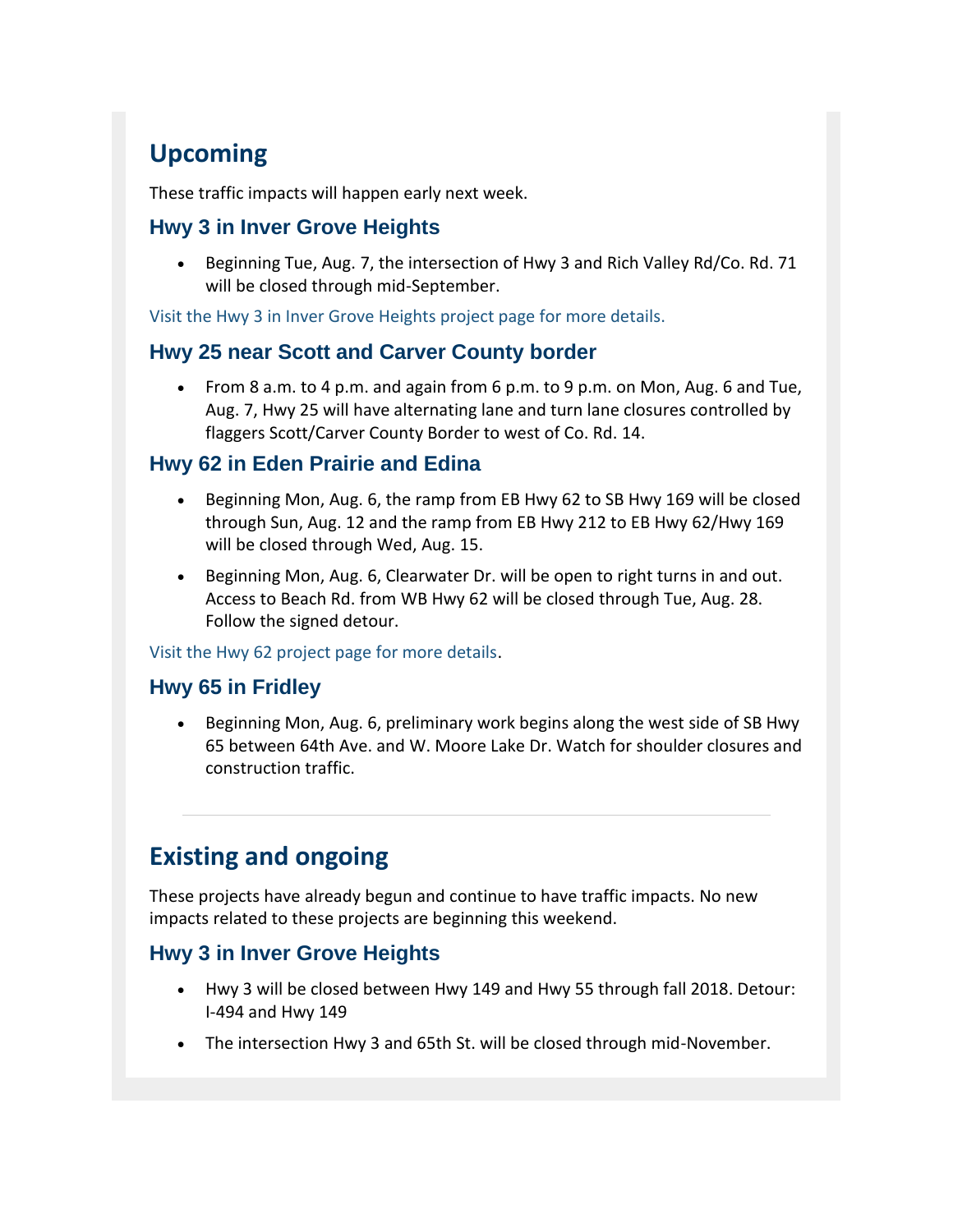## Upcoming

These traffic impacts will happen early next week.

### Hwy 3 in Inver Grove Heights

- Beginning Tue, Aug. 7, the intersection of Hwy 3 and Rich Valley Rd/Co. Rd. 71 will be closed through mid-September.

Visit the Hwy 3 in Inver Grove Heights project page for more details.

### Hwy 25 near Scott and Carver County border

- From 8 a.m. to 4 p.m. and again from 6 p.m. to 9 p.m. on Mon, Aug. 6 and Tue, Aug. 7, Hwy 25 will have alternating lane and turn lane closures controlled by flaggers Scott/Carver County Border to west of Co. Rd. 14.

### Hwy 62 in Eden Prairie and Edina

- Beginning Mon, Aug. 6, the ramp from EB Hwy 62 to SB Hwy 169 will be closed through Sun, Aug. 12 and the ramp from EB Hwy 212 to EB Hwy 62/Hwy 169 will be closed through Wed, Aug. 15.
- Beginning Mon, Aug. 6, Clearwater Dr. will be open to right turns in and out. Access to Beach Rd. from WB Hwy 62 will be closed through Tue, Aug. 28. Follow the signed detour.

Visit the Hwy 62 project page for more details.

### Hwy 65 in Fridley

- Beginning Mon, Aug. 6, preliminary work begins along the west side of SB Hwy 65 between 64th Ave. and W. Moore Lake Dr. Watch for shoulder closures and construction traffic.

---

## Existing and ongoing

These projects have already begun and continue to have traffic impacts. No new impacts related to these projects are beginning this weekend.

### Hwy 3 in Inver Grove Heights

- Hwy 3 will be closed between Hwy 149 and Hwy 55 through fall 2018. Detour: I-494 and Hwy 149
- The intersection Hwy 3 and 65th St. will be closed through mid-November.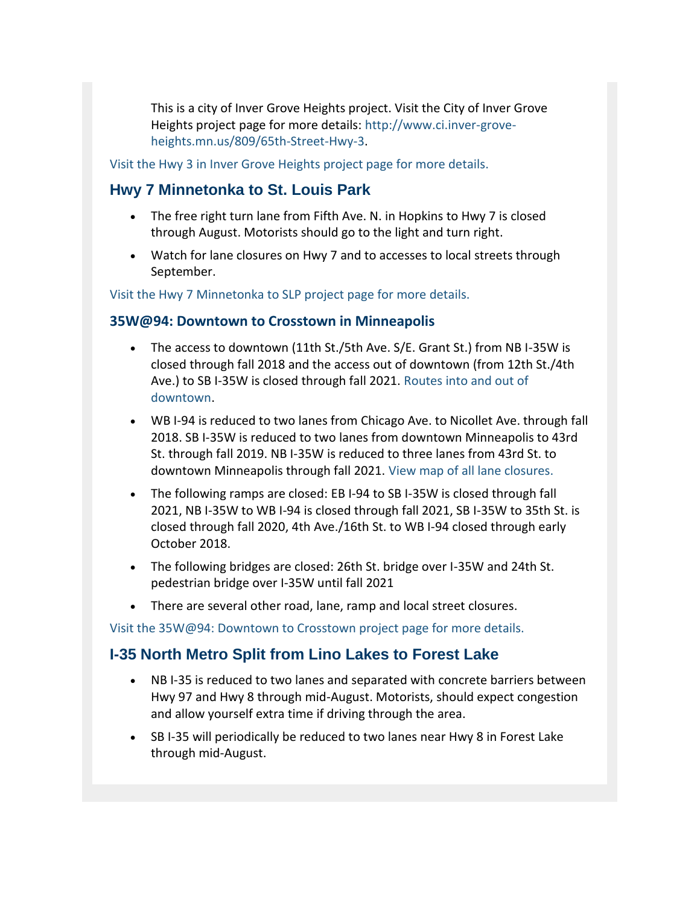This is a city of Inver Grove Heights project. Visit the City of Inver Grove Heights project page for more details: http://www.ci.inver-grove-heights.mn.us/809/65th-Street-Hwy-3.

Visit the Hwy 3 in Inver Grove Heights project page for more details.

## Hwy 7 Minnetonka to St. Louis Park

- The free right turn lane from Fifth Ave. N. in Hopkins to Hwy 7 is closed through August. Motorists should go to the light and turn right.
- Watch for lane closures on Hwy 7 and to accesses to local streets through September.

Visit the Hwy 7 Minnetonka to SLP project page for more details.

### 35W@94: Downtown to Crosstown in Minneapolis

- The access to downtown (11th St./5th Ave. S/E. Grant St.) from NB I-35W is closed through fall 2018 and the access out of downtown (from 12th St./4th Ave.) to SB I-35W is closed through fall 2021. Routes into and out of downtown.
- WB I-94 is reduced to two lanes from Chicago Ave. to Nicollet Ave. through fall 2018. SB I-35W is reduced to two lanes from downtown Minneapolis to 43rd St. through fall 2019. NB I-35W is reduced to three lanes from 43rd St. to downtown Minneapolis through fall 2021. View map of all lane closures.
- The following ramps are closed: EB I-94 to SB I-35W is closed through fall 2021, NB I-35W to WB I-94 is closed through fall 2021, SB I-35W to 35th St. is closed through fall 2020, 4th Ave./16th St. to WB I-94 closed through early October 2018.
- The following bridges are closed: 26th St. bridge over I-35W and 24th St. pedestrian bridge over I-35W until fall 2021
- There are several other road, lane, ramp and local street closures.

Visit the 35W@94: Downtown to Crosstown project page for more details.

## I-35 North Metro Split from Lino Lakes to Forest Lake

- NB I-35 is reduced to two lanes and separated with concrete barriers between Hwy 97 and Hwy 8 through mid-August. Motorists, should expect congestion and allow yourself extra time if driving through the area.
- SB I-35 will periodically be reduced to two lanes near Hwy 8 in Forest Lake through mid-August.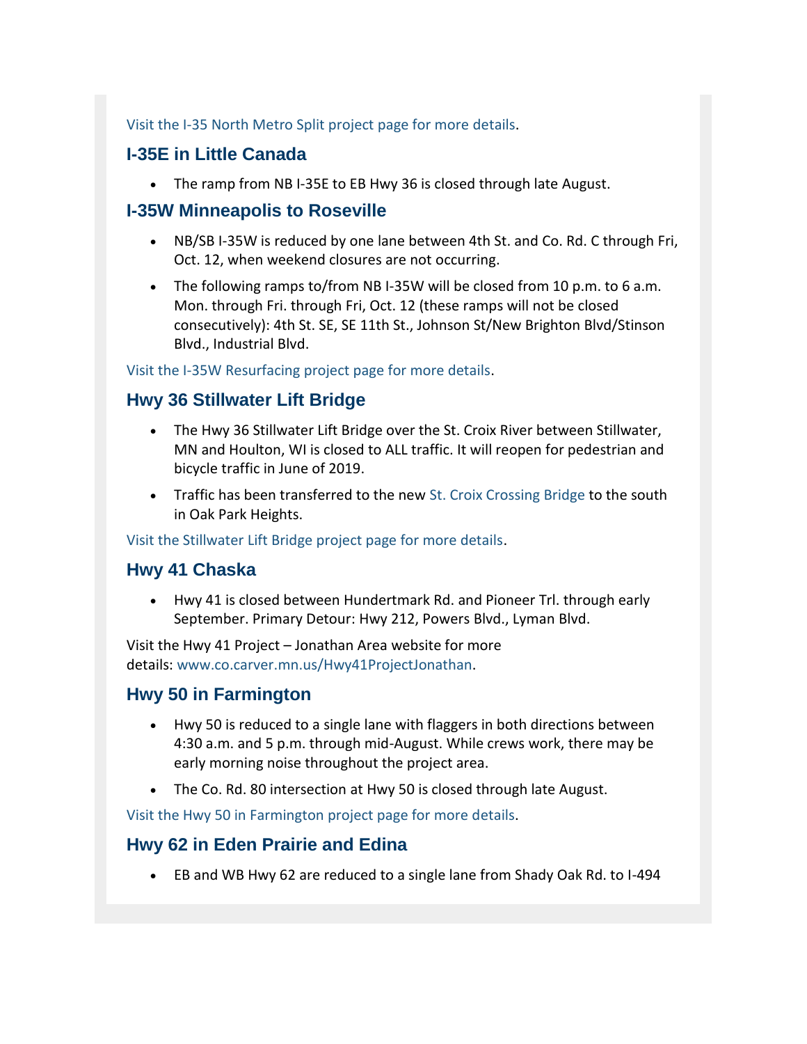Visit the I-35 North Metro Split project page for more details.

### I-35E in Little Canada

- The ramp from NB I-35E to EB Hwy 36 is closed through late August.

### I-35W Minneapolis to Roseville

- NB/SB I-35W is reduced by one lane between 4th St. and Co. Rd. C through Fri, Oct. 12, when weekend closures are not occurring.
- The following ramps to/from NB I-35W will be closed from 10 p.m. to 6 a.m. Mon. through Fri. through Fri, Oct. 12 (these ramps will not be closed consecutively): 4th St. SE, SE 11th St., Johnson St/New Brighton Blvd/Stinson Blvd., Industrial Blvd.

Visit the I-35W Resurfacing project page for more details.

### Hwy 36 Stillwater Lift Bridge

- The Hwy 36 Stillwater Lift Bridge over the St. Croix River between Stillwater, MN and Houlton, WI is closed to ALL traffic. It will reopen for pedestrian and bicycle traffic in June of 2019.
- Traffic has been transferred to the new St. Croix Crossing Bridge to the south in Oak Park Heights.

Visit the Stillwater Lift Bridge project page for more details.

### Hwy 41 Chaska

- Hwy 41 is closed between Hundertmark Rd. and Pioneer Trl. through early September. Primary Detour: Hwy 212, Powers Blvd., Lyman Blvd.

Visit the Hwy 41 Project – Jonathan Area website for more details: www.co.carver.mn.us/Hwy41ProjectJonathan.

### Hwy 50 in Farmington

- Hwy 50 is reduced to a single lane with flaggers in both directions between 4:30 a.m. and 5 p.m. through mid-August. While crews work, there may be early morning noise throughout the project area.
- The Co. Rd. 80 intersection at Hwy 50 is closed through late August.

Visit the Hwy 50 in Farmington project page for more details.

### Hwy 62 in Eden Prairie and Edina

- EB and WB Hwy 62 are reduced to a single lane from Shady Oak Rd. to I-494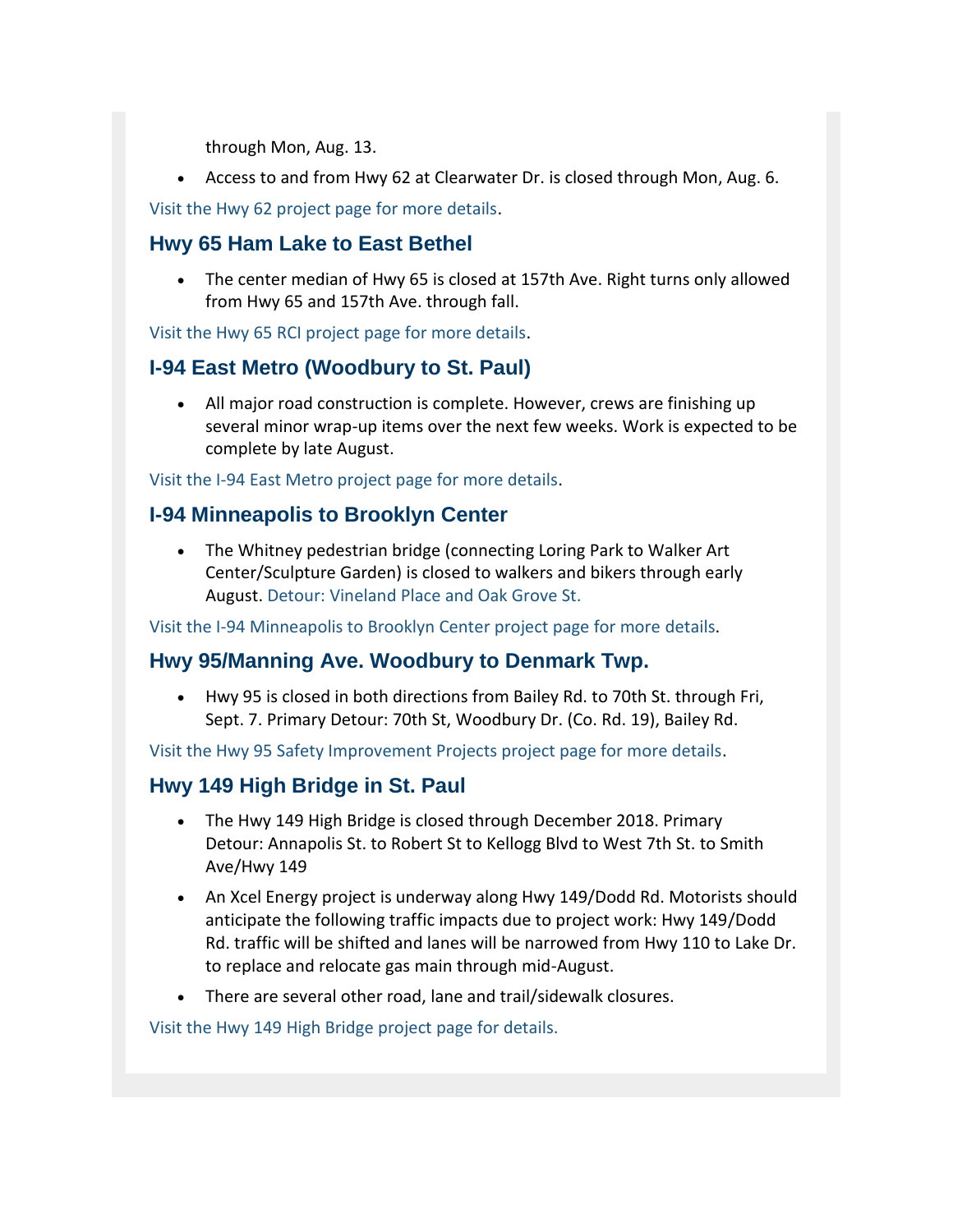through Mon, Aug. 13.

- Access to and from Hwy 62 at Clearwater Dr. is closed through Mon, Aug. 6.

Visit the Hwy 62 project page for more details.

## Hwy 65 Ham Lake to East Bethel

- The center median of Hwy 65 is closed at 157th Ave. Right turns only allowed from Hwy 65 and 157th Ave. through fall.

Visit the Hwy 65 RCI project page for more details.

## I-94 East Metro (Woodbury to St. Paul)

- All major road construction is complete. However, crews are finishing up several minor wrap-up items over the next few weeks. Work is expected to be complete by late August.

Visit the I-94 East Metro project page for more details.

## I-94 Minneapolis to Brooklyn Center

- The Whitney pedestrian bridge (connecting Loring Park to Walker Art Center/Sculpture Garden) is closed to walkers and bikers through early August. Detour: Vineland Place and Oak Grove St.

Visit the I-94 Minneapolis to Brooklyn Center project page for more details.

## Hwy 95/Manning Ave. Woodbury to Denmark Twp.

- Hwy 95 is closed in both directions from Bailey Rd. to 70th St. through Fri, Sept. 7. Primary Detour: 70th St, Woodbury Dr. (Co. Rd. 19), Bailey Rd.

Visit the Hwy 95 Safety Improvement Projects project page for more details.

## Hwy 149 High Bridge in St. Paul

- The Hwy 149 High Bridge is closed through December 2018. Primary Detour: Annapolis St. to Robert St to Kellogg Blvd to West 7th St. to Smith Ave/Hwy 149
- An Xcel Energy project is underway along Hwy 149/Dodd Rd. Motorists should anticipate the following traffic impacts due to project work: Hwy 149/Dodd Rd. traffic will be shifted and lanes will be narrowed from Hwy 110 to Lake Dr. to replace and relocate gas main through mid-August.
- There are several other road, lane and trail/sidewalk closures.

Visit the Hwy 149 High Bridge project page for details.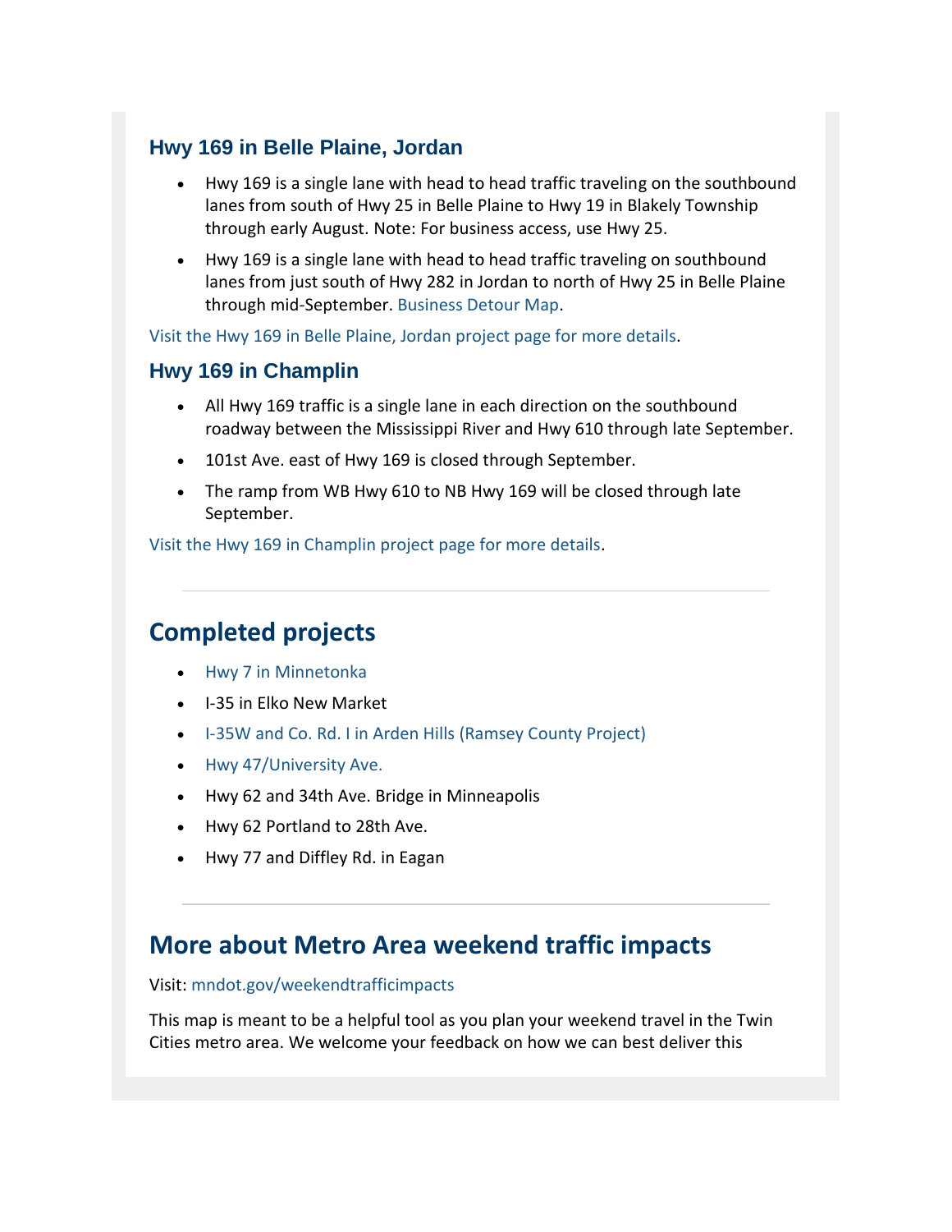### Hwy 169 in Belle Plaine, Jordan

- Hwy 169 is a single lane with head to head traffic traveling on the southbound lanes from south of Hwy 25 in Belle Plaine to Hwy 19 in Blakely Township through early August. Note: For business access, use Hwy 25.
- Hwy 169 is a single lane with head to head traffic traveling on southbound lanes from just south of Hwy 282 in Jordan to north of Hwy 25 in Belle Plaine through mid-September. Business Detour Map.

Visit the Hwy 169 in Belle Plaine, Jordan project page for more details.

### Hwy 169 in Champlin

- All Hwy 169 traffic is a single lane in each direction on the southbound roadway between the Mississippi River and Hwy 610 through late September.
- 101st Ave. east of Hwy 169 is closed through September.
- The ramp from WB Hwy 610 to NB Hwy 169 will be closed through late September.

Visit the Hwy 169 in Champlin project page for more details.

---

## Completed projects

- Hwy 7 in Minnetonka
- I-35 in Elko New Market
- I-35W and Co. Rd. I in Arden Hills (Ramsey County Project)
- Hwy 47/University Ave.
- Hwy 62 and 34th Ave. Bridge in Minneapolis
- Hwy 62 Portland to 28th Ave.
- Hwy 77 and Diffley Rd. in Eagan

---

## More about Metro Area weekend traffic impacts

Visit: mndot.gov/weekendtrafficimpacts

This map is meant to be a helpful tool as you plan your weekend travel in the Twin Cities metro area. We welcome your feedback on how we can best deliver this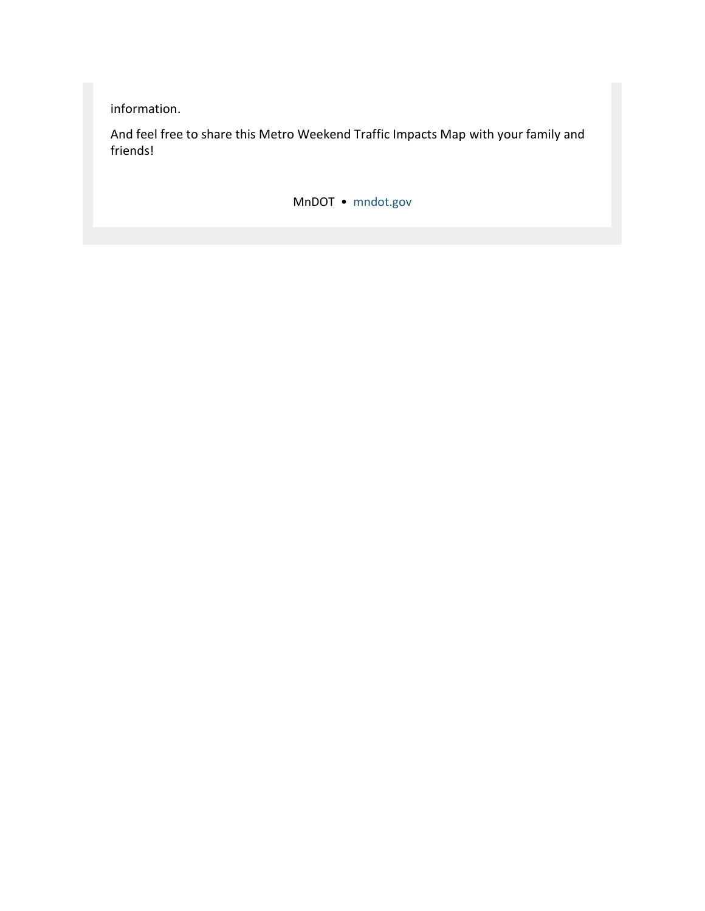information.

And feel free to share this Metro Weekend Traffic Impacts Map with your family and friends!

MnDOT • mndot.gov